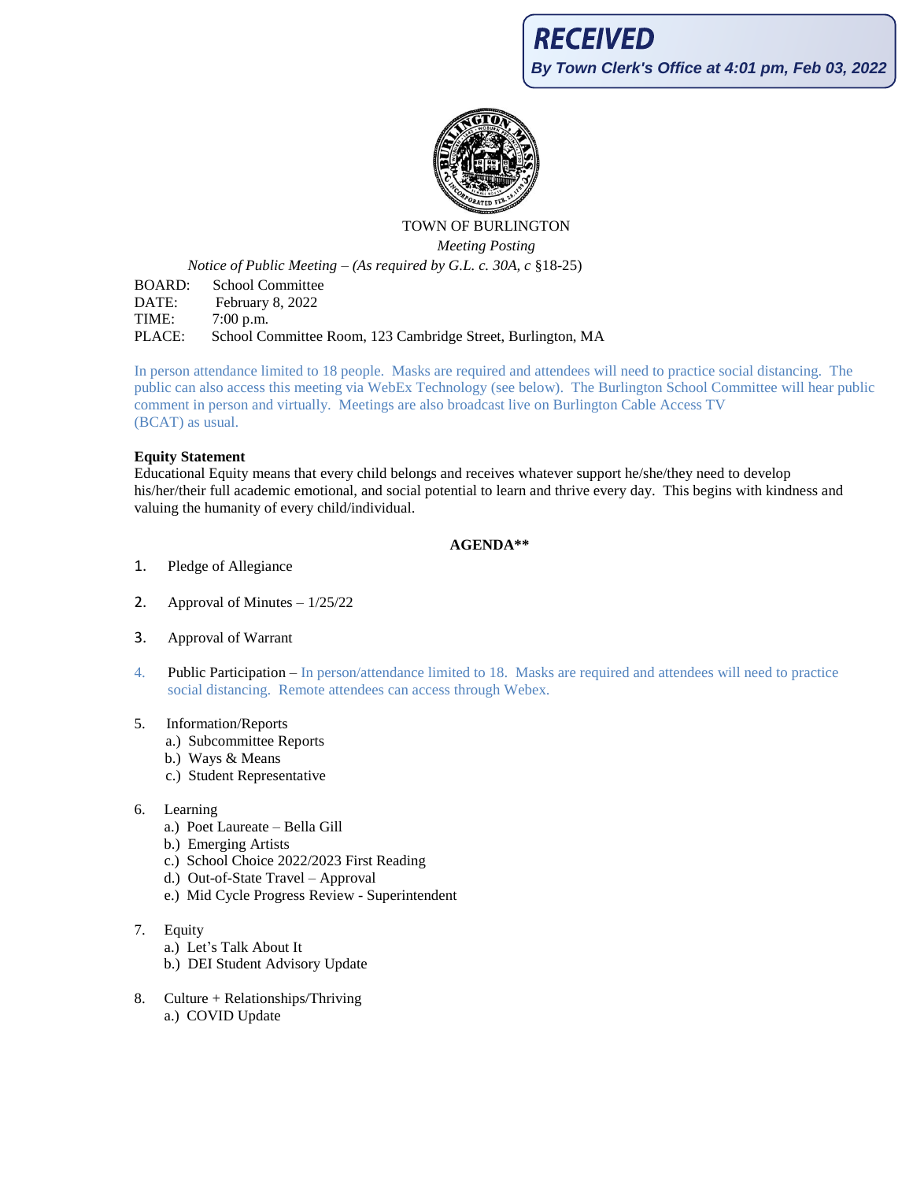**RECEIVED**

*By Town Clerk's Office at 4:01 pm, Feb 03, 2022*

TOWN OF BURLINGTON

*Meeting Posting*

*Notice of Public Meeting – (As required by G.L. c. 30A, c* §18-25)

BOARD: School Committee
DATE: February 8, 2022
TIME: 7:00 p.m.
PLACE: School Committee Room, 123 Cambridge Street, Burlington, MA

In person attendance limited to 18 people. Masks are required and attendees will need to practice social distancing. The public can also access this meeting via WebEx Technology (see below). The Burlington School Committee will hear public comment in person and virtually. Meetings are also broadcast live on Burlington Cable Access TV (BCAT) as usual.

**Equity Statement**

Educational Equity means that every child belongs and receives whatever support he/she/they need to develop his/her/their full academic emotional, and social potential to learn and thrive every day. This begins with kindness and valuing the humanity of every child/individual.

**AGENDA****

1. Pledge of Allegiance

2. Approval of Minutes – 1/25/22

3. Approval of Warrant

4. Public Participation – In person/attendance limited to 18. Masks are required and attendees will need to practice social distancing. Remote attendees can access through Webex.

5. Information/Reports
   a.) Subcommittee Reports
   b.) Ways & Means
   c.) Student Representative

6. Learning
   a.) Poet Laureate – Bella Gill
   b.) Emerging Artists
   c.) School Choice 2022/2023 First Reading
   d.) Out-of-State Travel – Approval
   e.) Mid Cycle Progress Review - Superintendent

7. Equity
   a.) Let's Talk About It
   b.) DEI Student Advisory Update

8. Culture + Relationships/Thriving
   a.) COVID Update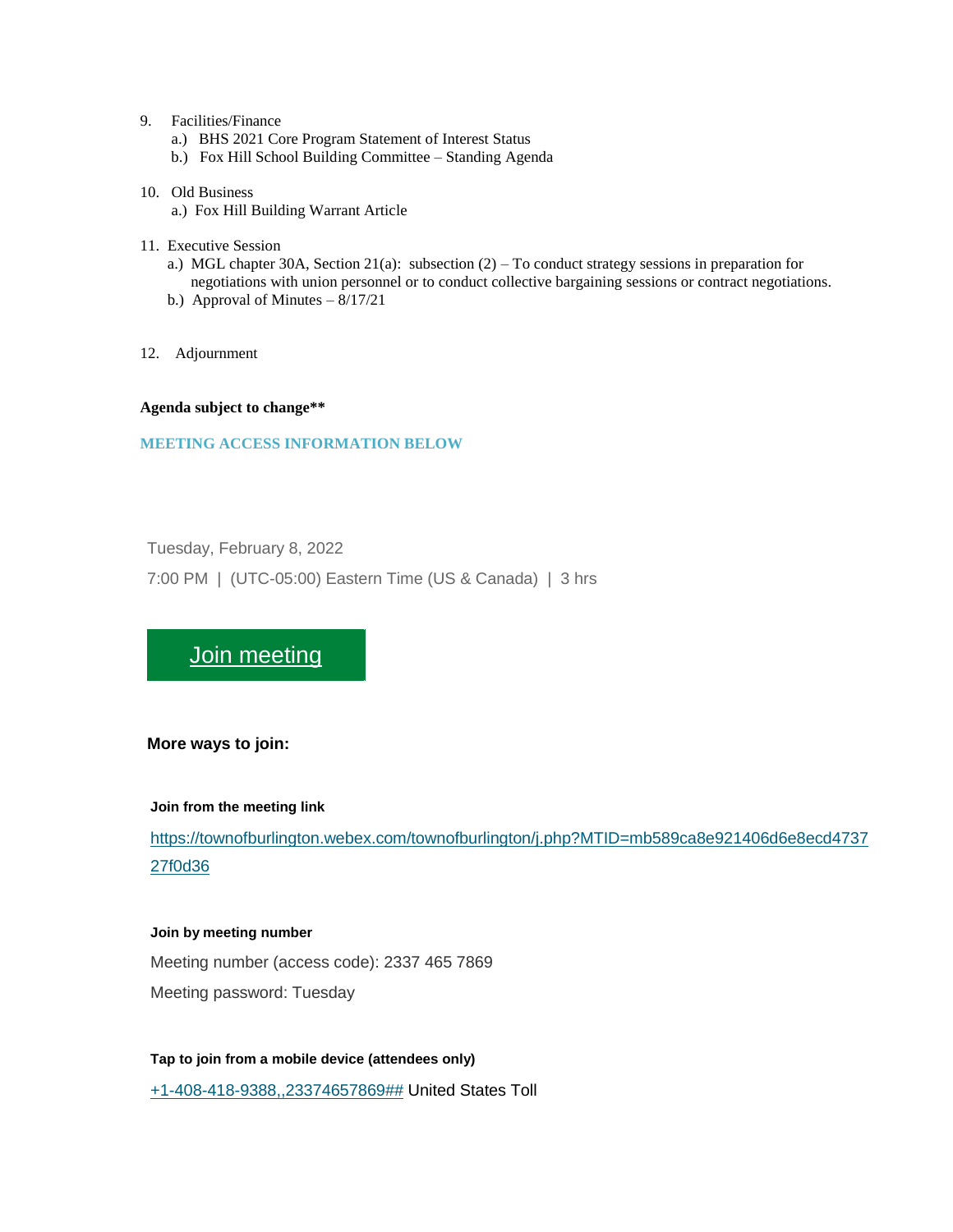9. Facilities/Finance
   a.) BHS 2021 Core Program Statement of Interest Status
   b.) Fox Hill School Building Committee – Standing Agenda

10. Old Business
    a.) Fox Hill Building Warrant Article

11. Executive Session
    a.) MGL chapter 30A, Section 21(a): subsection (2) – To conduct strategy sessions in preparation for negotiations with union personnel or to conduct collective bargaining sessions or contract negotiations.
    b.) Approval of Minutes – 8/17/21

12. Adjournment

**Agenda subject to change****

**MEETING ACCESS INFORMATION BELOW**

Tuesday, February 8, 2022

7:00 PM | (UTC-05:00) Eastern Time (US & Canada) | 3 hrs

Join meeting

**More ways to join:**

**Join from the meeting link**

https://townofburlington.webex.com/townofburlington/j.php?MTID=mb589ca8e921406d6e8ecd473727f0d36

**Join by meeting number**

Meeting number (access code): 2337 465 7869

Meeting password: Tuesday

**Tap to join from a mobile device (attendees only)**

+1-408-418-9388,,23374657869## United States Toll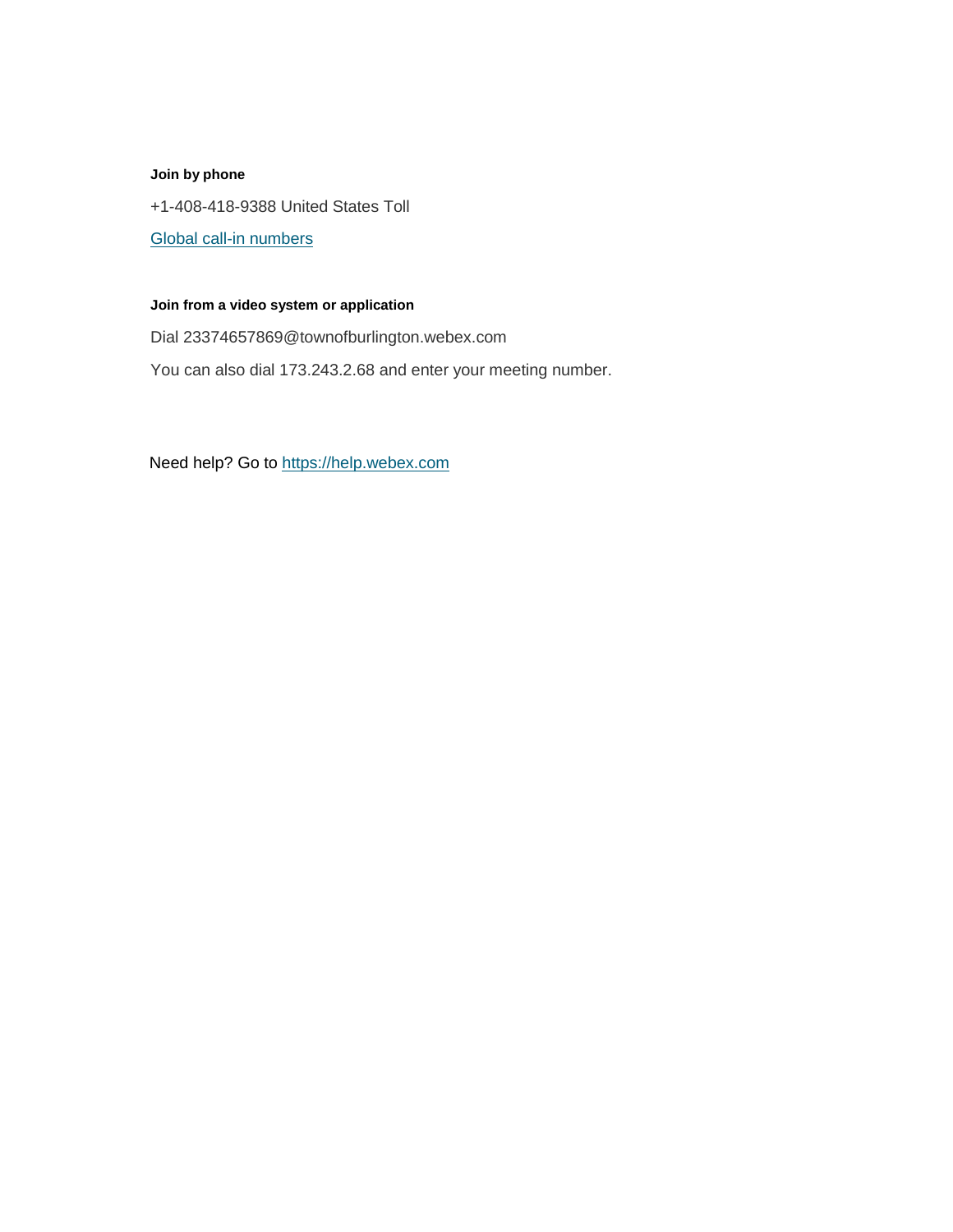**Join by phone**

+1-408-418-9388 United States Toll

Global call-in numbers

**Join from a video system or application**

Dial 23374657869@townofburlington.webex.com

You can also dial 173.243.2.68 and enter your meeting number.

Need help? Go to https://help.webex.com